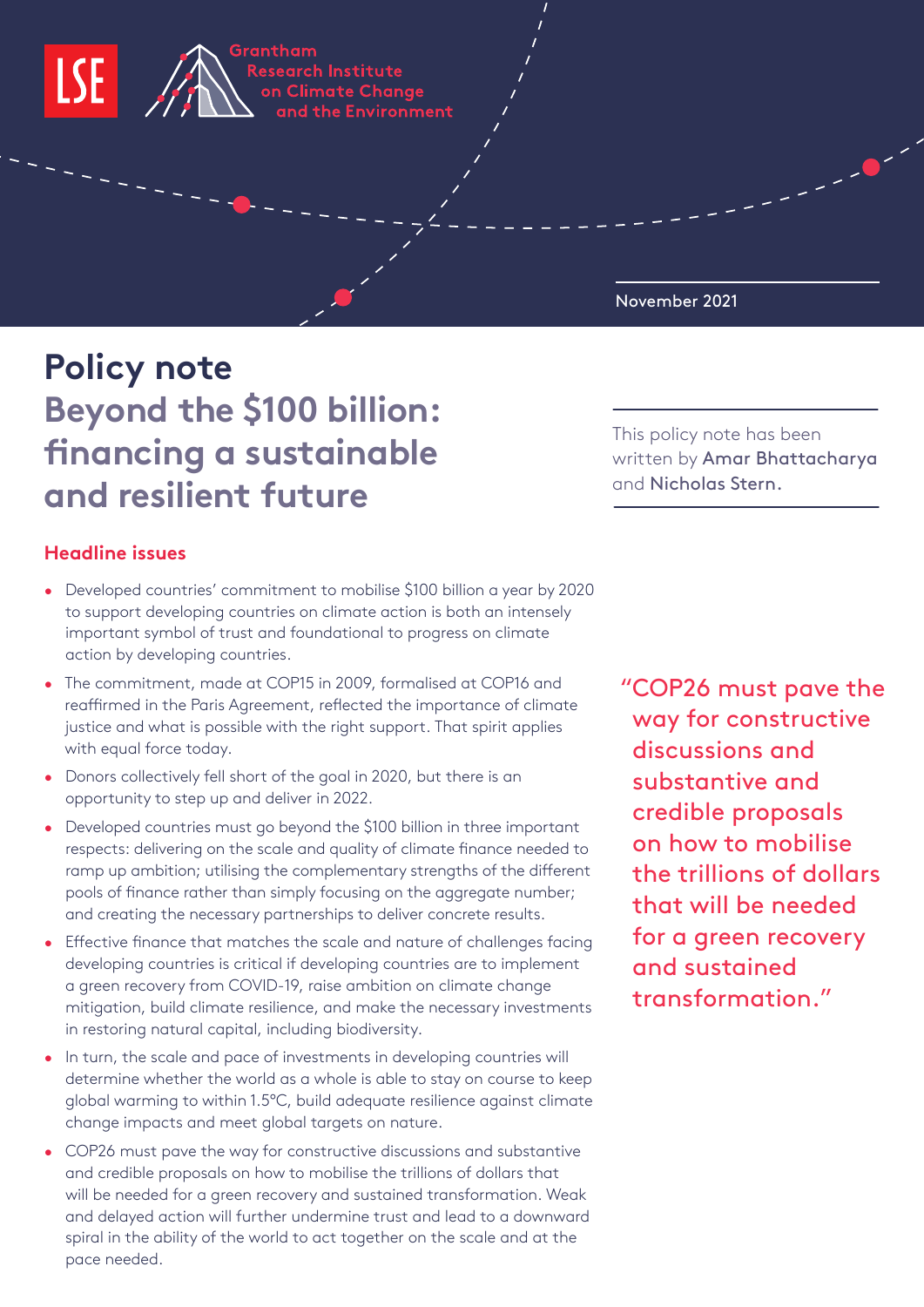LSE Grantham Research Institute on Climate Change and the Environment

November 2021

# Policy note
## Beyond the $100 billion: financing a sustainable and resilient future

This policy note has been written by Amar Bhattacharya and Nicholas Stern.

### Headline issues

- Developed countries' commitment to mobilise $100 billion a year by 2020 to support developing countries on climate action is both an intensely important symbol of trust and foundational to progress on climate action by developing countries.
- The commitment, made at COP15 in 2009, formalised at COP16 and reaffirmed in the Paris Agreement, reflected the importance of climate justice and what is possible with the right support. That spirit applies with equal force today.
- Donors collectively fell short of the goal in 2020, but there is an opportunity to step up and deliver in 2022.
- Developed countries must go beyond the $100 billion in three important respects: delivering on the scale and quality of climate finance needed to ramp up ambition; utilising the complementary strengths of the different pools of finance rather than simply focusing on the aggregate number; and creating the necessary partnerships to deliver concrete results.
- Effective finance that matches the scale and nature of challenges facing developing countries is critical if developing countries are to implement a green recovery from COVID-19, raise ambition on climate change mitigation, build climate resilience, and make the necessary investments in restoring natural capital, including biodiversity.
- In turn, the scale and pace of investments in developing countries will determine whether the world as a whole is able to stay on course to keep global warming to within 1.5°C, build adequate resilience against climate change impacts and meet global targets on nature.
- COP26 must pave the way for constructive discussions and substantive and credible proposals on how to mobilise the trillions of dollars that will be needed for a green recovery and sustained transformation. Weak and delayed action will further undermine trust and lead to a downward spiral in the ability of the world to act together on the scale and at the pace needed.

> "COP26 must pave the way for constructive discussions and substantive and credible proposals on how to mobilise the trillions of dollars that will be needed for a green recovery and sustained transformation."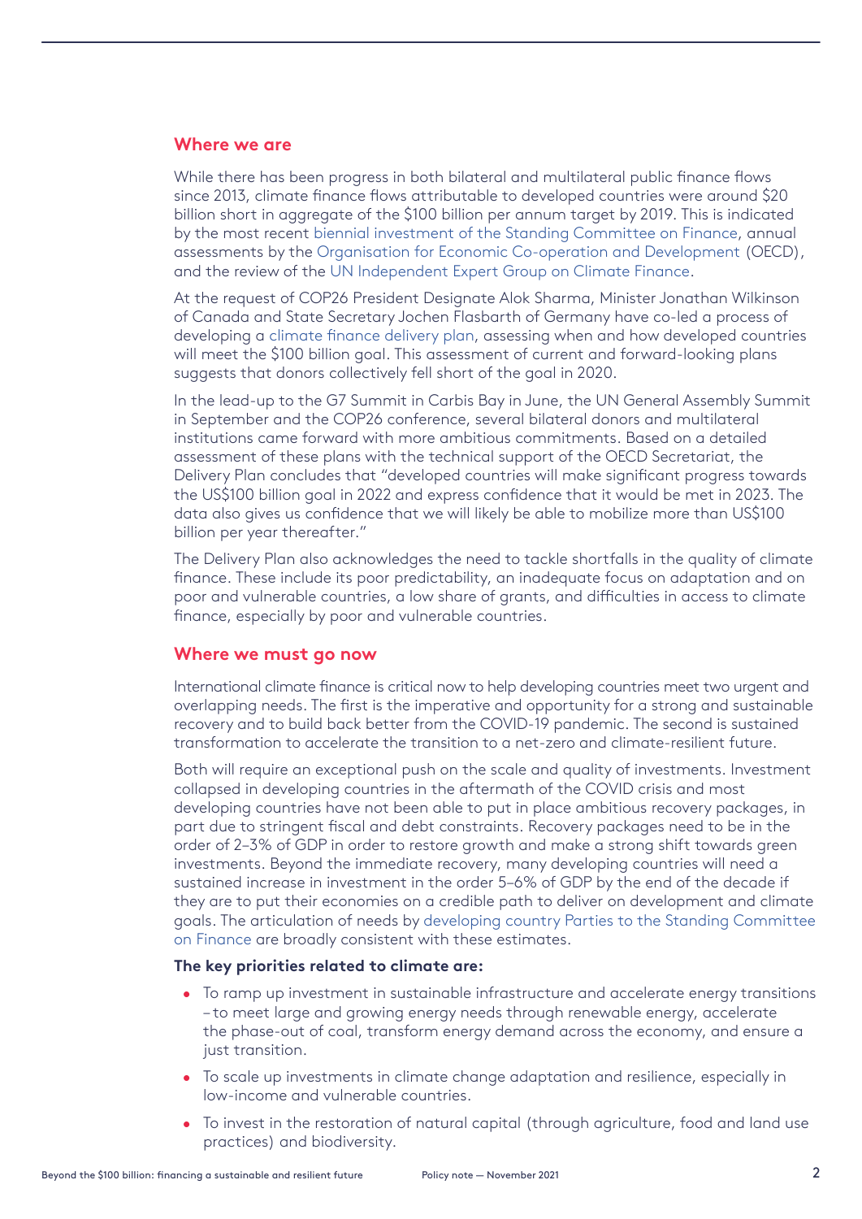## Where we are

While there has been progress in both bilateral and multilateral public finance flows since 2013, climate finance flows attributable to developed countries were around $20 billion short in aggregate of the $100 billion per annum target by 2019. This is indicated by the most recent biennial investment of the Standing Committee on Finance, annual assessments by the Organisation for Economic Co-operation and Development (OECD), and the review of the UN Independent Expert Group on Climate Finance.

At the request of COP26 President Designate Alok Sharma, Minister Jonathan Wilkinson of Canada and State Secretary Jochen Flasbarth of Germany have co-led a process of developing a climate finance delivery plan, assessing when and how developed countries will meet the $100 billion goal. This assessment of current and forward-looking plans suggests that donors collectively fell short of the goal in 2020.

In the lead-up to the G7 Summit in Carbis Bay in June, the UN General Assembly Summit in September and the COP26 conference, several bilateral donors and multilateral institutions came forward with more ambitious commitments. Based on a detailed assessment of these plans with the technical support of the OECD Secretariat, the Delivery Plan concludes that "developed countries will make significant progress towards the US$100 billion goal in 2022 and express confidence that it would be met in 2023. The data also gives us confidence that we will likely be able to mobilize more than US$100 billion per year thereafter."

The Delivery Plan also acknowledges the need to tackle shortfalls in the quality of climate finance. These include its poor predictability, an inadequate focus on adaptation and on poor and vulnerable countries, a low share of grants, and difficulties in access to climate finance, especially by poor and vulnerable countries.

## Where we must go now

International climate finance is critical now to help developing countries meet two urgent and overlapping needs. The first is the imperative and opportunity for a strong and sustainable recovery and to build back better from the COVID-19 pandemic. The second is sustained transformation to accelerate the transition to a net-zero and climate-resilient future.

Both will require an exceptional push on the scale and quality of investments. Investment collapsed in developing countries in the aftermath of the COVID crisis and most developing countries have not been able to put in place ambitious recovery packages, in part due to stringent fiscal and debt constraints. Recovery packages need to be in the order of 2–3% of GDP in order to restore growth and make a strong shift towards green investments. Beyond the immediate recovery, many developing countries will need a sustained increase in investment in the order 5–6% of GDP by the end of the decade if they are to put their economies on a credible path to deliver on development and climate goals. The articulation of needs by developing country Parties to the Standing Committee on Finance are broadly consistent with these estimates.

**The key priorities related to climate are:**

- To ramp up investment in sustainable infrastructure and accelerate energy transitions – to meet large and growing energy needs through renewable energy, accelerate the phase-out of coal, transform energy demand across the economy, and ensure a just transition.
- To scale up investments in climate change adaptation and resilience, especially in low-income and vulnerable countries.
- To invest in the restoration of natural capital (through agriculture, food and land use practices) and biodiversity.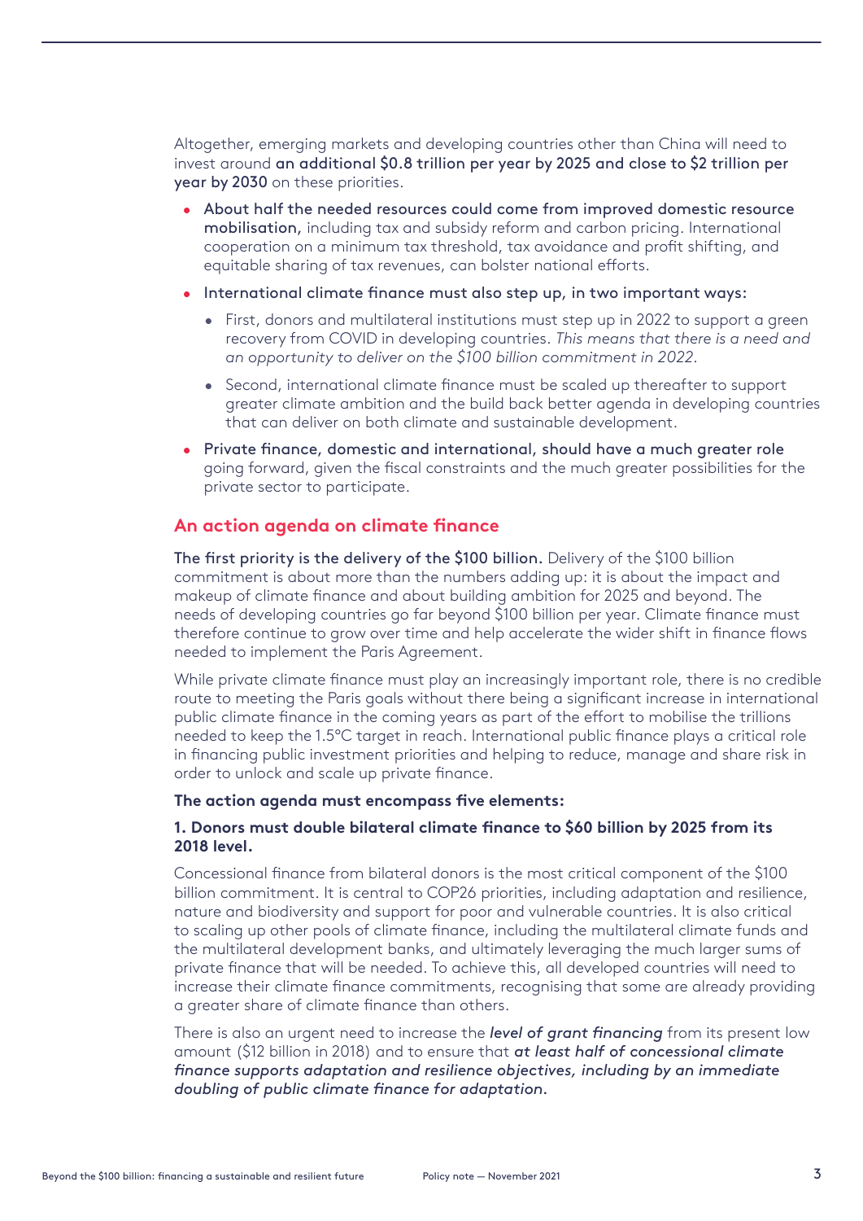Altogether, emerging markets and developing countries other than China will need to invest around **an additional $0.8 trillion per year by 2025 and close to $2 trillion per year by 2030** on these priorities.

- **About half the needed resources could come from improved domestic resource mobilisation,** including tax and subsidy reform and carbon pricing. International cooperation on a minimum tax threshold, tax avoidance and profit shifting, and equitable sharing of tax revenues, can bolster national efforts.
- **International climate finance must also step up, in two important ways:**
  - First, donors and multilateral institutions must step up in 2022 to support a green recovery from COVID in developing countries. *This means that there is a need and an opportunity to deliver on the $100 billion commitment in 2022.*
  - Second, international climate finance must be scaled up thereafter to support greater climate ambition and the build back better agenda in developing countries that can deliver on both climate and sustainable development.
- **Private finance, domestic and international, should have a much greater role** going forward, given the fiscal constraints and the much greater possibilities for the private sector to participate.

## An action agenda on climate finance

**The first priority is the delivery of the $100 billion.** Delivery of the $100 billion commitment is about more than the numbers adding up: it is about the impact and makeup of climate finance and about building ambition for 2025 and beyond. The needs of developing countries go far beyond $100 billion per year. Climate finance must therefore continue to grow over time and help accelerate the wider shift in finance flows needed to implement the Paris Agreement.

While private climate finance must play an increasingly important role, there is no credible route to meeting the Paris goals without there being a significant increase in international public climate finance in the coming years as part of the effort to mobilise the trillions needed to keep the 1.5°C target in reach. International public finance plays a critical role in financing public investment priorities and helping to reduce, manage and share risk in order to unlock and scale up private finance.

**The action agenda must encompass five elements:**

**1. Donors must double bilateral climate finance to $60 billion by 2025 from its 2018 level.**

Concessional finance from bilateral donors is the most critical component of the $100 billion commitment. It is central to COP26 priorities, including adaptation and resilience, nature and biodiversity and support for poor and vulnerable countries. It is also critical to scaling up other pools of climate finance, including the multilateral climate funds and the multilateral development banks, and ultimately leveraging the much larger sums of private finance that will be needed. To achieve this, all developed countries will need to increase their climate finance commitments, recognising that some are already providing a greater share of climate finance than others.

There is also an urgent need to increase the ***level of grant financing*** from its present low amount ($12 billion in 2018) and to ensure that ***at least half of concessional climate finance supports adaptation and resilience objectives, including by an immediate doubling of public climate finance for adaptation.***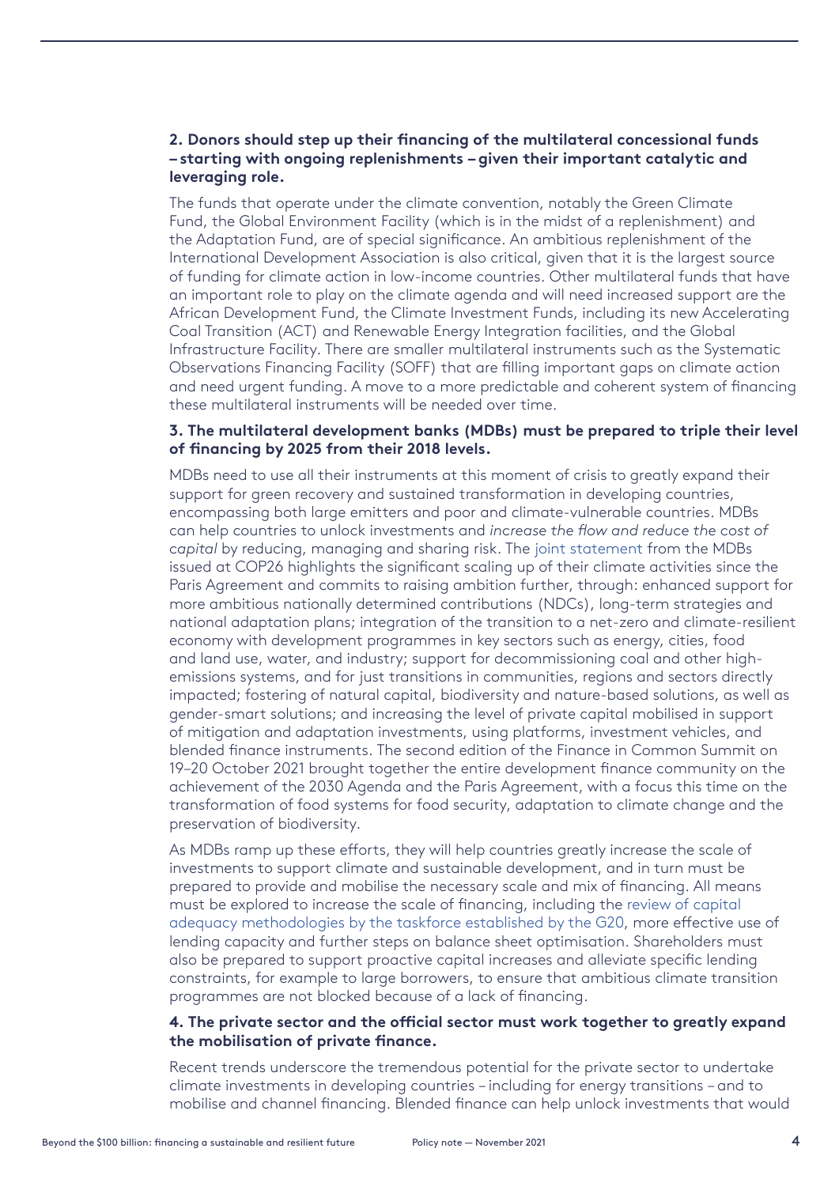**2. Donors should step up their financing of the multilateral concessional funds – starting with ongoing replenishments – given their important catalytic and leveraging role.**

The funds that operate under the climate convention, notably the Green Climate Fund, the Global Environment Facility (which is in the midst of a replenishment) and the Adaptation Fund, are of special significance. An ambitious replenishment of the International Development Association is also critical, given that it is the largest source of funding for climate action in low-income countries. Other multilateral funds that have an important role to play on the climate agenda and will need increased support are the African Development Fund, the Climate Investment Funds, including its new Accelerating Coal Transition (ACT) and Renewable Energy Integration facilities, and the Global Infrastructure Facility. There are smaller multilateral instruments such as the Systematic Observations Financing Facility (SOFF) that are filling important gaps on climate action and need urgent funding. A move to a more predictable and coherent system of financing these multilateral instruments will be needed over time.

**3. The multilateral development banks (MDBs) must be prepared to triple their level of financing by 2025 from their 2018 levels.**

MDBs need to use all their instruments at this moment of crisis to greatly expand their support for green recovery and sustained transformation in developing countries, encompassing both large emitters and poor and climate-vulnerable countries. MDBs can help countries to unlock investments and *increase the flow and reduce the cost of capital* by reducing, managing and sharing risk. The joint statement from the MDBs issued at COP26 highlights the significant scaling up of their climate activities since the Paris Agreement and commits to raising ambition further, through: enhanced support for more ambitious nationally determined contributions (NDCs), long-term strategies and national adaptation plans; integration of the transition to a net-zero and climate-resilient economy with development programmes in key sectors such as energy, cities, food and land use, water, and industry; support for decommissioning coal and other high-emissions systems, and for just transitions in communities, regions and sectors directly impacted; fostering of natural capital, biodiversity and nature-based solutions, as well as gender-smart solutions; and increasing the level of private capital mobilised in support of mitigation and adaptation investments, using platforms, investment vehicles, and blended finance instruments. The second edition of the Finance in Common Summit on 19–20 October 2021 brought together the entire development finance community on the achievement of the 2030 Agenda and the Paris Agreement, with a focus this time on the transformation of food systems for food security, adaptation to climate change and the preservation of biodiversity.

As MDBs ramp up these efforts, they will help countries greatly increase the scale of investments to support climate and sustainable development, and in turn must be prepared to provide and mobilise the necessary scale and mix of financing. All means must be explored to increase the scale of financing, including the review of capital adequacy methodologies by the taskforce established by the G20, more effective use of lending capacity and further steps on balance sheet optimisation. Shareholders must also be prepared to support proactive capital increases and alleviate specific lending constraints, for example to large borrowers, to ensure that ambitious climate transition programmes are not blocked because of a lack of financing.

**4. The private sector and the official sector must work together to greatly expand the mobilisation of private finance.**

Recent trends underscore the tremendous potential for the private sector to undertake climate investments in developing countries – including for energy transitions – and to mobilise and channel financing. Blended finance can help unlock investments that would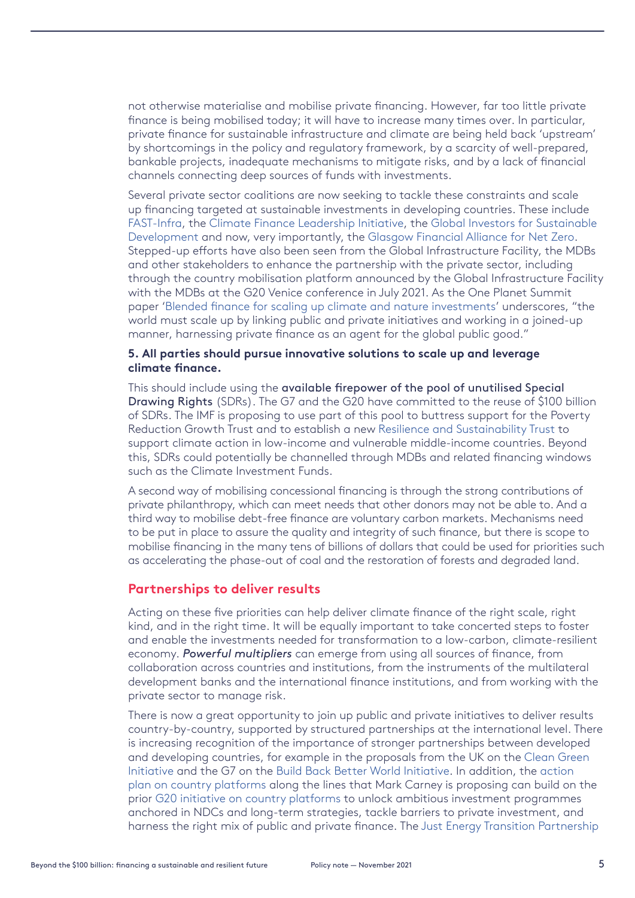not otherwise materialise and mobilise private financing. However, far too little private finance is being mobilised today; it will have to increase many times over. In particular, private finance for sustainable infrastructure and climate are being held back 'upstream' by shortcomings in the policy and regulatory framework, by a scarcity of well-prepared, bankable projects, inadequate mechanisms to mitigate risks, and by a lack of financial channels connecting deep sources of funds with investments.

Several private sector coalitions are now seeking to tackle these constraints and scale up financing targeted at sustainable investments in developing countries. These include FAST-Infra, the Climate Finance Leadership Initiative, the Global Investors for Sustainable Development and now, very importantly, the Glasgow Financial Alliance for Net Zero. Stepped-up efforts have also been seen from the Global Infrastructure Facility, the MDBs and other stakeholders to enhance the partnership with the private sector, including through the country mobilisation platform announced by the Global Infrastructure Facility with the MDBs at the G20 Venice conference in July 2021. As the One Planet Summit paper 'Blended finance for scaling up climate and nature investments' underscores, "the world must scale up by linking public and private initiatives and working in a joined-up manner, harnessing private finance as an agent for the global public good."

**5. All parties should pursue innovative solutions to scale up and leverage climate finance.**

This should include using the **available firepower of the pool of unutilised Special Drawing Rights** (SDRs). The G7 and the G20 have committed to the reuse of $100 billion of SDRs. The IMF is proposing to use part of this pool to buttress support for the Poverty Reduction Growth Trust and to establish a new Resilience and Sustainability Trust to support climate action in low-income and vulnerable middle-income countries. Beyond this, SDRs could potentially be channelled through MDBs and related financing windows such as the Climate Investment Funds.

A second way of mobilising concessional financing is through the strong contributions of private philanthropy, which can meet needs that other donors may not be able to. And a third way to mobilise debt-free finance are voluntary carbon markets. Mechanisms need to be put in place to assure the quality and integrity of such finance, but there is scope to mobilise financing in the many tens of billions of dollars that could be used for priorities such as accelerating the phase-out of coal and the restoration of forests and degraded land.

## Partnerships to deliver results

Acting on these five priorities can help deliver climate finance of the right scale, right kind, and in the right time. It will be equally important to take concerted steps to foster and enable the investments needed for transformation to a low-carbon, climate-resilient economy. ***Powerful multipliers*** can emerge from using all sources of finance, from collaboration across countries and institutions, from the instruments of the multilateral development banks and the international finance institutions, and from working with the private sector to manage risk.

There is now a great opportunity to join up public and private initiatives to deliver results country-by-country, supported by structured partnerships at the international level. There is increasing recognition of the importance of stronger partnerships between developed and developing countries, for example in the proposals from the UK on the Clean Green Initiative and the G7 on the Build Back Better World Initiative. In addition, the action plan on country platforms along the lines that Mark Carney is proposing can build on the prior G20 initiative on country platforms to unlock ambitious investment programmes anchored in NDCs and long-term strategies, tackle barriers to private investment, and harness the right mix of public and private finance. The Just Energy Transition Partnership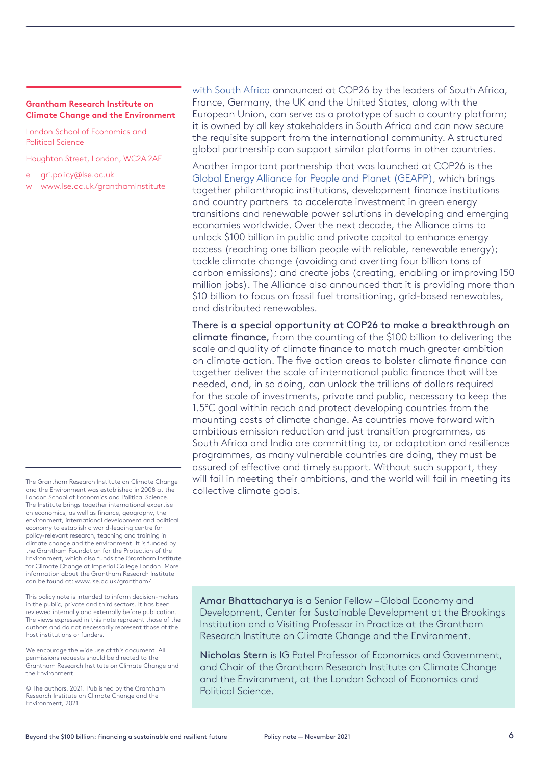with South Africa announced at COP26 by the leaders of South Africa, France, Germany, the UK and the United States, along with the European Union, can serve as a prototype of such a country platform; it is owned by all key stakeholders in South Africa and can now secure the requisite support from the international community. A structured global partnership can support similar platforms in other countries.

Another important partnership that was launched at COP26 is the Global Energy Alliance for People and Planet (GEAPP), which brings together philanthropic institutions, development finance institutions and country partners to accelerate investment in green energy transitions and renewable power solutions in developing and emerging economies worldwide. Over the next decade, the Alliance aims to unlock $100 billion in public and private capital to enhance energy access (reaching one billion people with reliable, renewable energy); tackle climate change (avoiding and averting four billion tons of carbon emissions); and create jobs (creating, enabling or improving 150 million jobs). The Alliance also announced that it is providing more than $10 billion to focus on fossil fuel transitioning, grid-based renewables, and distributed renewables.

**There is a special opportunity at COP26 to make a breakthrough on climate finance,** from the counting of the $100 billion to delivering the scale and quality of climate finance to match much greater ambition on climate action. The five action areas to bolster climate finance can together deliver the scale of international public finance that will be needed, and, in so doing, can unlock the trillions of dollars required for the scale of investments, private and public, necessary to keep the 1.5°C goal within reach and protect developing countries from the mounting costs of climate change. As countries move forward with ambitious emission reduction and just transition programmes, as South Africa and India are committing to, or adaptation and resilience programmes, as many vulnerable countries are doing, they must be assured of effective and timely support. Without such support, they will fail in meeting their ambitions, and the world will fail in meeting its collective climate goals.

**Amar Bhattacharya** is a Senior Fellow – Global Economy and Development, Center for Sustainable Development at the Brookings Institution and a Visiting Professor in Practice at the Grantham Research Institute on Climate Change and the Environment.

**Nicholas Stern** is IG Patel Professor of Economics and Government, and Chair of the Grantham Research Institute on Climate Change and the Environment, at the London School of Economics and Political Science.

**Grantham Research Institute on Climate Change and the Environment**

London School of Economics and Political Science

Houghton Street, London, WC2A 2AE

e gri.policy@lse.ac.uk
w www.lse.ac.uk/granthamInstitute

The Grantham Research Institute on Climate Change and the Environment was established in 2008 at the London School of Economics and Political Science. The Institute brings together international expertise on economics, as well as finance, geography, the environment, international development and political economy to establish a world-leading centre for policy-relevant research, teaching and training in climate change and the environment. It is funded by the Grantham Foundation for the Protection of the Environment, which also funds the Grantham Institute for Climate Change at Imperial College London. More information about the Grantham Research Institute can be found at: www.lse.ac.uk/grantham/

This policy note is intended to inform decision-makers in the public, private and third sectors. It has been reviewed internally and externally before publication. The views expressed in this note represent those of the authors and do not necessarily represent those of the host institutions or funders.

We encourage the wide use of this document. All permissions requests should be directed to the Grantham Research Institute on Climate Change and the Environment.

© The authors, 2021. Published by the Grantham Research Institute on Climate Change and the Environment, 2021